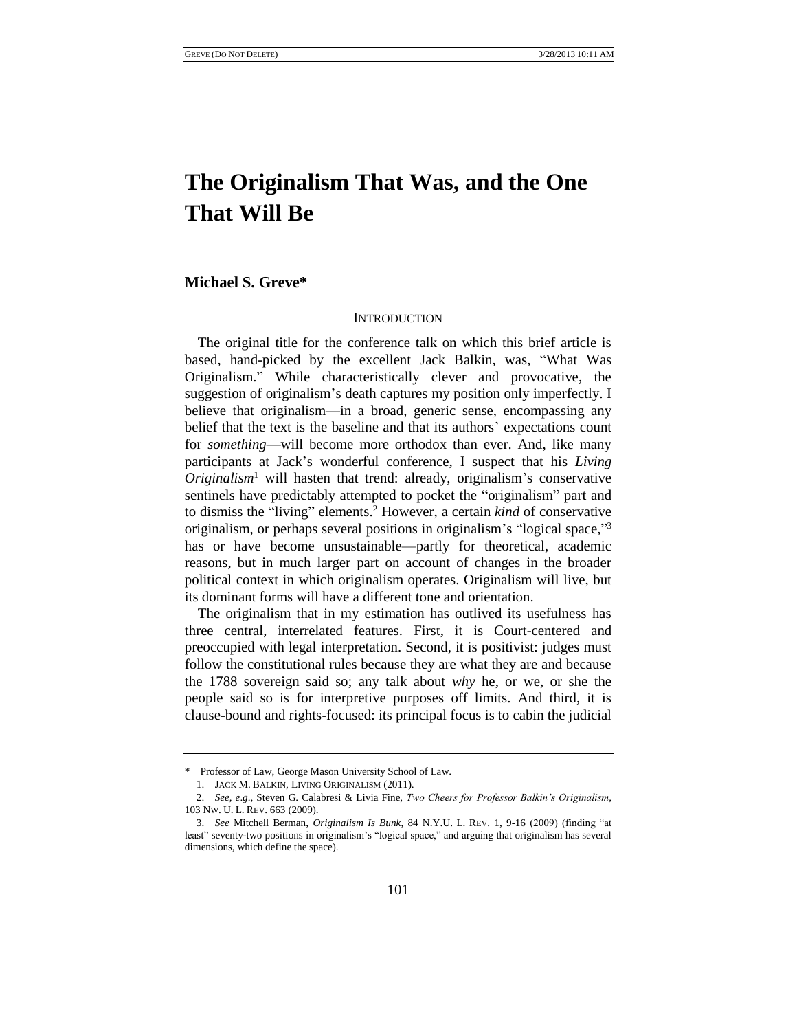# The Originalism That Was, and the One That Will Be

**Michael S. Greve***

## INTRODUCTION

The original title for the conference talk on which this brief article is based, hand-picked by the excellent Jack Balkin, was, "What Was Originalism." While characteristically clever and provocative, the suggestion of originalism's death captures my position only imperfectly. I believe that originalism—in a broad, generic sense, encompassing any belief that the text is the baseline and that its authors' expectations count for *something*—will become more orthodox than ever. And, like many participants at Jack's wonderful conference, I suspect that his *Living Originalism*[1] will hasten that trend: already, originalism's conservative sentinels have predictably attempted to pocket the "originalism" part and to dismiss the "living" elements.[2] However, a certain *kind* of conservative originalism, or perhaps several positions in originalism's "logical space,"[3] has or have become unsustainable—partly for theoretical, academic reasons, but in much larger part on account of changes in the broader political context in which originalism operates. Originalism will live, but its dominant forms will have a different tone and orientation.

The originalism that in my estimation has outlived its usefulness has three central, interrelated features. First, it is Court-centered and preoccupied with legal interpretation. Second, it is positivist: judges must follow the constitutional rules because they are what they are and because the 1788 sovereign said so; any talk about *why* he, or we, or she the people said so is for interpretive purposes off limits. And third, it is clause-bound and rights-focused: its principal focus is to cabin the judicial

---

\* Professor of Law, George Mason University School of Law.

1. JACK M. BALKIN, LIVING ORIGINALISM (2011).

2. *See, e.g.*, Steven G. Calabresi & Livia Fine, *Two Cheers for Professor Balkin's Originalism*, 103 NW. U. L. REV. 663 (2009).

3. *See* Mitchell Berman, *Originalism Is Bunk*, 84 N.Y.U. L. REV. 1, 9-16 (2009) (finding "at least" seventy-two positions in originalism's "logical space," and arguing that originalism has several dimensions, which define the space).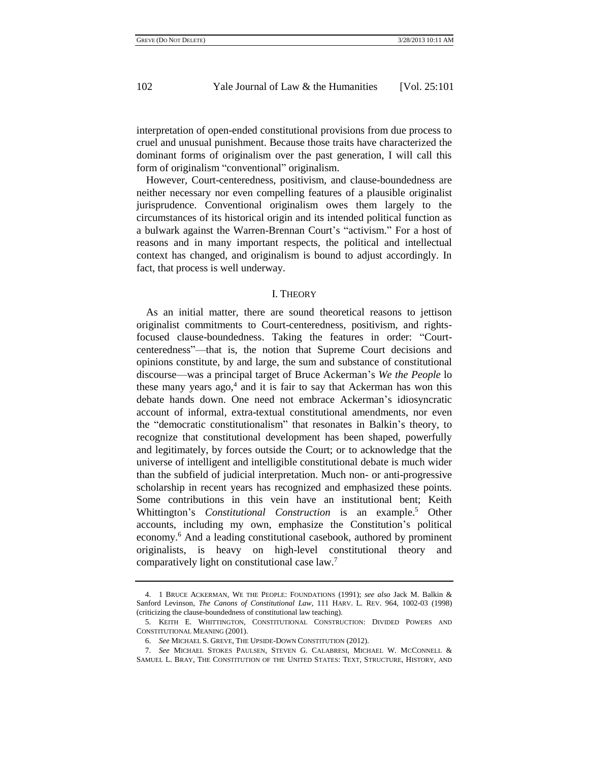interpretation of open-ended constitutional provisions from due process to cruel and unusual punishment. Because those traits have characterized the dominant forms of originalism over the past generation, I will call this form of originalism "conventional" originalism.

However, Court-centeredness, positivism, and clause-boundedness are neither necessary nor even compelling features of a plausible originalist jurisprudence. Conventional originalism owes them largely to the circumstances of its historical origin and its intended political function as a bulwark against the Warren-Brennan Court's "activism." For a host of reasons and in many important respects, the political and intellectual context has changed, and originalism is bound to adjust accordingly. In fact, that process is well underway.

## I. THEORY

As an initial matter, there are sound theoretical reasons to jettison originalist commitments to Court-centeredness, positivism, and rights-focused clause-boundedness. Taking the features in order: "Court-centeredness"—that is, the notion that Supreme Court decisions and opinions constitute, by and large, the sum and substance of constitutional discourse—was a principal target of Bruce Ackerman's *We the People* lo these many years ago,[4] and it is fair to say that Ackerman has won this debate hands down. One need not embrace Ackerman's idiosyncratic account of informal, extra-textual constitutional amendments, nor even the "democratic constitutionalism" that resonates in Balkin's theory, to recognize that constitutional development has been shaped, powerfully and legitimately, by forces outside the Court; or to acknowledge that the universe of intelligent and intelligible constitutional debate is much wider than the subfield of judicial interpretation. Much non- or anti-progressive scholarship in recent years has recognized and emphasized these points. Some contributions in this vein have an institutional bent; Keith Whittington's *Constitutional Construction* is an example.[5] Other accounts, including my own, emphasize the Constitution's political economy.[6] And a leading constitutional casebook, authored by prominent originalists, is heavy on high-level constitutional theory and comparatively light on constitutional case law.[7]

---

4. 1 BRUCE ACKERMAN, WE THE PEOPLE: FOUNDATIONS (1991); *see also* Jack M. Balkin & Sanford Levinson, *The Canons of Constitutional Law*, 111 HARV. L. REV. 964, 1002-03 (1998) (criticizing the clause-boundedness of constitutional law teaching).

5. KEITH E. WHITTINGTON, CONSTITUTIONAL CONSTRUCTION: DIVIDED POWERS AND CONSTITUTIONAL MEANING (2001).

6. *See* MICHAEL S. GREVE, THE UPSIDE-DOWN CONSTITUTION (2012).

7. *See* MICHAEL STOKES PAULSEN, STEVEN G. CALABRESI, MICHAEL W. MCCONNELL & SAMUEL L. BRAY, THE CONSTITUTION OF THE UNITED STATES: TEXT, STRUCTURE, HISTORY, AND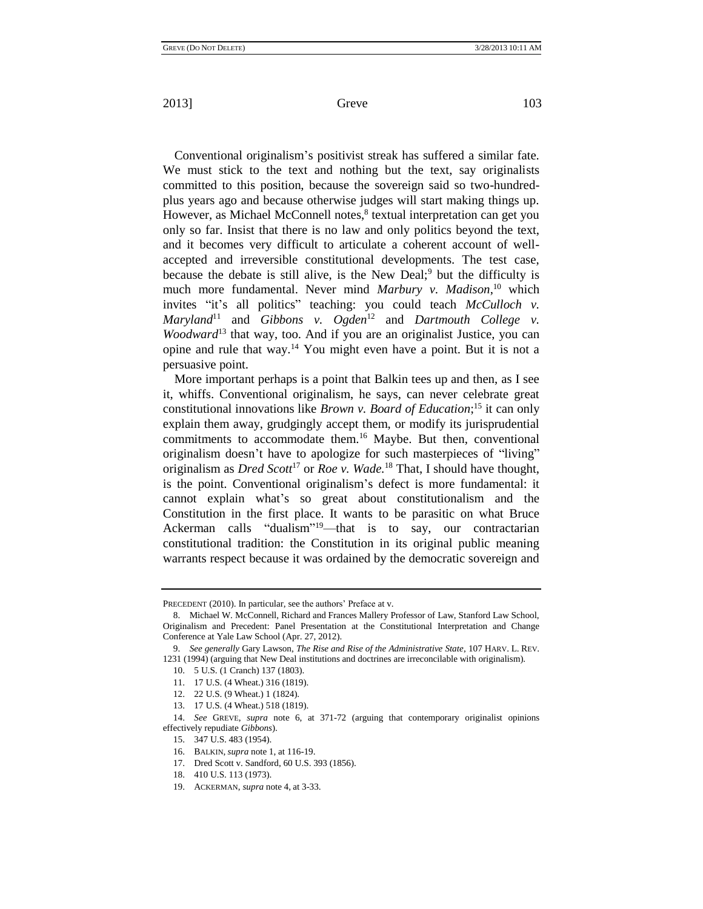Conventional originalism's positivist streak has suffered a similar fate. We must stick to the text and nothing but the text, say originalists committed to this position, because the sovereign said so two-hundred-plus years ago and because otherwise judges will start making things up. However, as Michael McConnell notes,[8] textual interpretation can get you only so far. Insist that there is no law and only politics beyond the text, and it becomes very difficult to articulate a coherent account of well-accepted and irreversible constitutional developments. The test case, because the debate is still alive, is the New Deal;[9] but the difficulty is much more fundamental. Never mind *Marbury v. Madison*,[10] which invites "it's all politics" teaching: you could teach *McCulloch v. Maryland*[11] and *Gibbons v. Ogden*[12] and *Dartmouth College v. Woodward*[13] that way, too. And if you are an originalist Justice, you can opine and rule that way.[14] You might even have a point. But it is not a persuasive point.

More important perhaps is a point that Balkin tees up and then, as I see it, whiffs. Conventional originalism, he says, can never celebrate great constitutional innovations like *Brown v. Board of Education*;[15] it can only explain them away, grudgingly accept them, or modify its jurisprudential commitments to accommodate them.[16] Maybe. But then, conventional originalism doesn't have to apologize for such masterpieces of "living" originalism as *Dred Scott*[17] or *Roe v. Wade*.[18] That, I should have thought, is the point. Conventional originalism's defect is more fundamental: it cannot explain what's so great about constitutionalism and the Constitution in the first place. It wants to be parasitic on what Bruce Ackerman calls "dualism"[19]—that is to say, our contractarian constitutional tradition: the Constitution in its original public meaning warrants respect because it was ordained by the democratic sovereign and

---

PRECEDENT (2010). In particular, see the authors' Preface at v.

8. Michael W. McConnell, Richard and Frances Mallery Professor of Law, Stanford Law School, Originalism and Precedent: Panel Presentation at the Constitutional Interpretation and Change Conference at Yale Law School (Apr. 27, 2012).

9. *See generally* Gary Lawson, *The Rise and Rise of the Administrative State*, 107 HARV. L. REV. 1231 (1994) (arguing that New Deal institutions and doctrines are irreconcilable with originalism).

10. 5 U.S. (1 Cranch) 137 (1803).

11. 17 U.S. (4 Wheat.) 316 (1819).

12. 22 U.S. (9 Wheat.) 1 (1824).

13. 17 U.S. (4 Wheat.) 518 (1819).

14. *See* GREVE, *supra* note 6, at 371-72 (arguing that contemporary originalist opinions effectively repudiate *Gibbons*).

15. 347 U.S. 483 (1954).

16. BALKIN, *supra* note 1, at 116-19.

17. Dred Scott v. Sandford, 60 U.S. 393 (1856).

18. 410 U.S. 113 (1973).

19. ACKERMAN, *supra* note 4, at 3-33.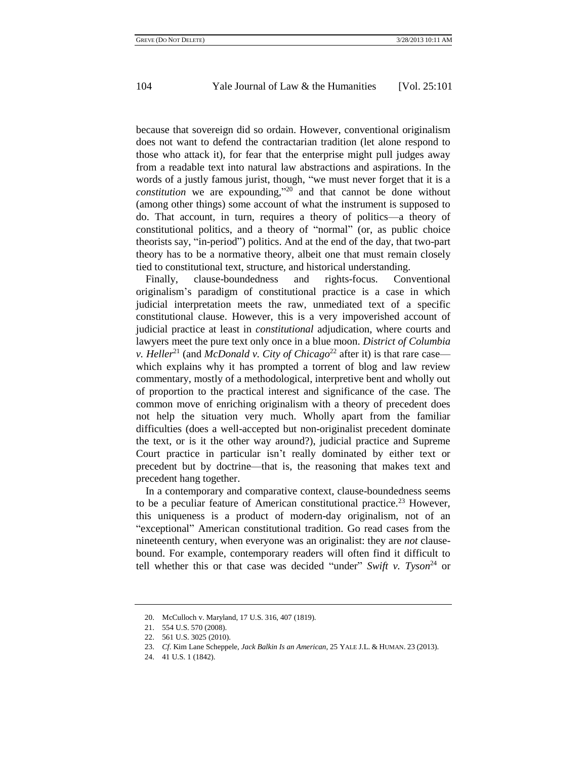because that sovereign did so ordain. However, conventional originalism does not want to defend the contractarian tradition (let alone respond to those who attack it), for fear that the enterprise might pull judges away from a readable text into natural law abstractions and aspirations. In the words of a justly famous jurist, though, "we must never forget that it is a *constitution* we are expounding,"[20] and that cannot be done without (among other things) some account of what the instrument is supposed to do. That account, in turn, requires a theory of politics—a theory of constitutional politics, and a theory of "normal" (or, as public choice theorists say, "in-period") politics. And at the end of the day, that two-part theory has to be a normative theory, albeit one that must remain closely tied to constitutional text, structure, and historical understanding.

Finally, clause-boundedness and rights-focus. Conventional originalism's paradigm of constitutional practice is a case in which judicial interpretation meets the raw, unmediated text of a specific constitutional clause. However, this is a very impoverished account of judicial practice at least in *constitutional* adjudication, where courts and lawyers meet the pure text only once in a blue moon. *District of Columbia v. Heller*[21] (and *McDonald v. City of Chicago*[22] after it) is that rare case—which explains why it has prompted a torrent of blog and law review commentary, mostly of a methodological, interpretive bent and wholly out of proportion to the practical interest and significance of the case. The common move of enriching originalism with a theory of precedent does not help the situation very much. Wholly apart from the familiar difficulties (does a well-accepted but non-originalist precedent dominate the text, or is it the other way around?), judicial practice and Supreme Court practice in particular isn't really dominated by either text or precedent but by doctrine—that is, the reasoning that makes text and precedent hang together.

In a contemporary and comparative context, clause-boundedness seems to be a peculiar feature of American constitutional practice.[23] However, this uniqueness is a product of modern-day originalism, not of an "exceptional" American constitutional tradition. Go read cases from the nineteenth century, when everyone was an originalist: they are *not* clause-bound. For example, contemporary readers will often find it difficult to tell whether this or that case was decided "under" *Swift v. Tyson*[24] or

---

20. McCulloch v. Maryland, 17 U.S. 316, 407 (1819).

21. 554 U.S. 570 (2008).

22. 561 U.S. 3025 (2010).

23. *Cf*. Kim Lane Scheppele, *Jack Balkin Is an American*, 25 YALE J.L. & HUMAN. 23 (2013).

24. 41 U.S. 1 (1842).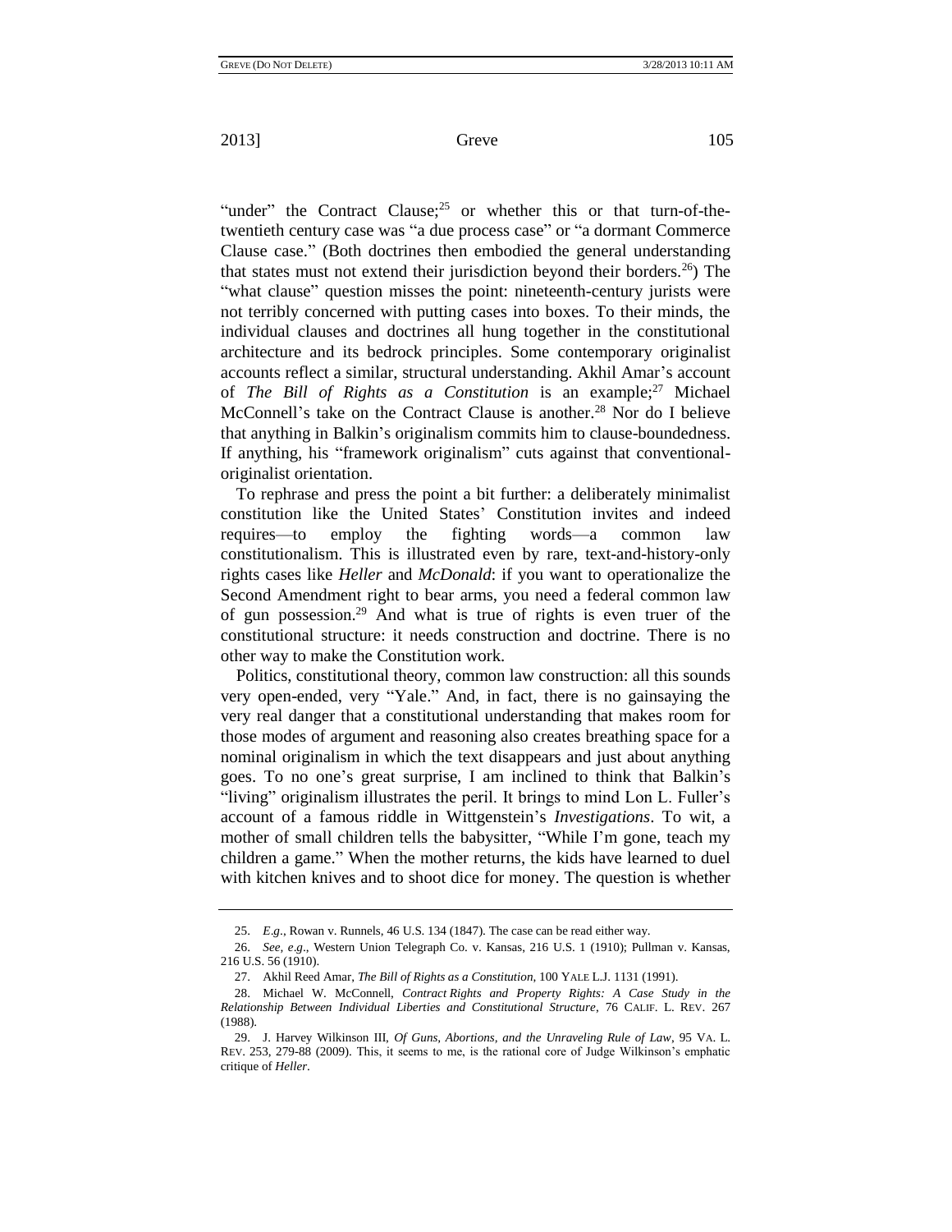"under" the Contract Clause;[25] or whether this or that turn-of-the-twentieth century case was "a due process case" or "a dormant Commerce Clause case." (Both doctrines then embodied the general understanding that states must not extend their jurisdiction beyond their borders.[26]) The "what clause" question misses the point: nineteenth-century jurists were not terribly concerned with putting cases into boxes. To their minds, the individual clauses and doctrines all hung together in the constitutional architecture and its bedrock principles. Some contemporary originalist accounts reflect a similar, structural understanding. Akhil Amar's account of *The Bill of Rights as a Constitution* is an example;[27] Michael McConnell's take on the Contract Clause is another.[28] Nor do I believe that anything in Balkin's originalism commits him to clause-boundedness. If anything, his "framework originalism" cuts against that conventional-originalist orientation.

To rephrase and press the point a bit further: a deliberately minimalist constitution like the United States' Constitution invites and indeed requires—to employ the fighting words—a common law constitutionalism. This is illustrated even by rare, text-and-history-only rights cases like *Heller* and *McDonald*: if you want to operationalize the Second Amendment right to bear arms, you need a federal common law of gun possession.[29] And what is true of rights is even truer of the constitutional structure: it needs construction and doctrine. There is no other way to make the Constitution work.

Politics, constitutional theory, common law construction: all this sounds very open-ended, very "Yale." And, in fact, there is no gainsaying the very real danger that a constitutional understanding that makes room for those modes of argument and reasoning also creates breathing space for a nominal originalism in which the text disappears and just about anything goes. To no one's great surprise, I am inclined to think that Balkin's "living" originalism illustrates the peril. It brings to mind Lon L. Fuller's account of a famous riddle in Wittgenstein's *Investigations*. To wit, a mother of small children tells the babysitter, "While I'm gone, teach my children a game." When the mother returns, the kids have learned to duel with kitchen knives and to shoot dice for money. The question is whether

---

25. *E.g.*, Rowan v. Runnels, 46 U.S. 134 (1847). The case can be read either way.

26. *See, e.g.*, Western Union Telegraph Co. v. Kansas, 216 U.S. 1 (1910); Pullman v. Kansas, 216 U.S. 56 (1910).

27. Akhil Reed Amar, *The Bill of Rights as a Constitution*, 100 YALE L.J. 1131 (1991).

28. Michael W. McConnell, *Contract Rights and Property Rights: A Case Study in the Relationship Between Individual Liberties and Constitutional Structure*, 76 CALIF. L. REV. 267 (1988).

29. J. Harvey Wilkinson III, *Of Guns, Abortions, and the Unraveling Rule of Law*, 95 VA. L. REV. 253, 279-88 (2009). This, it seems to me, is the rational core of Judge Wilkinson's emphatic critique of *Heller*.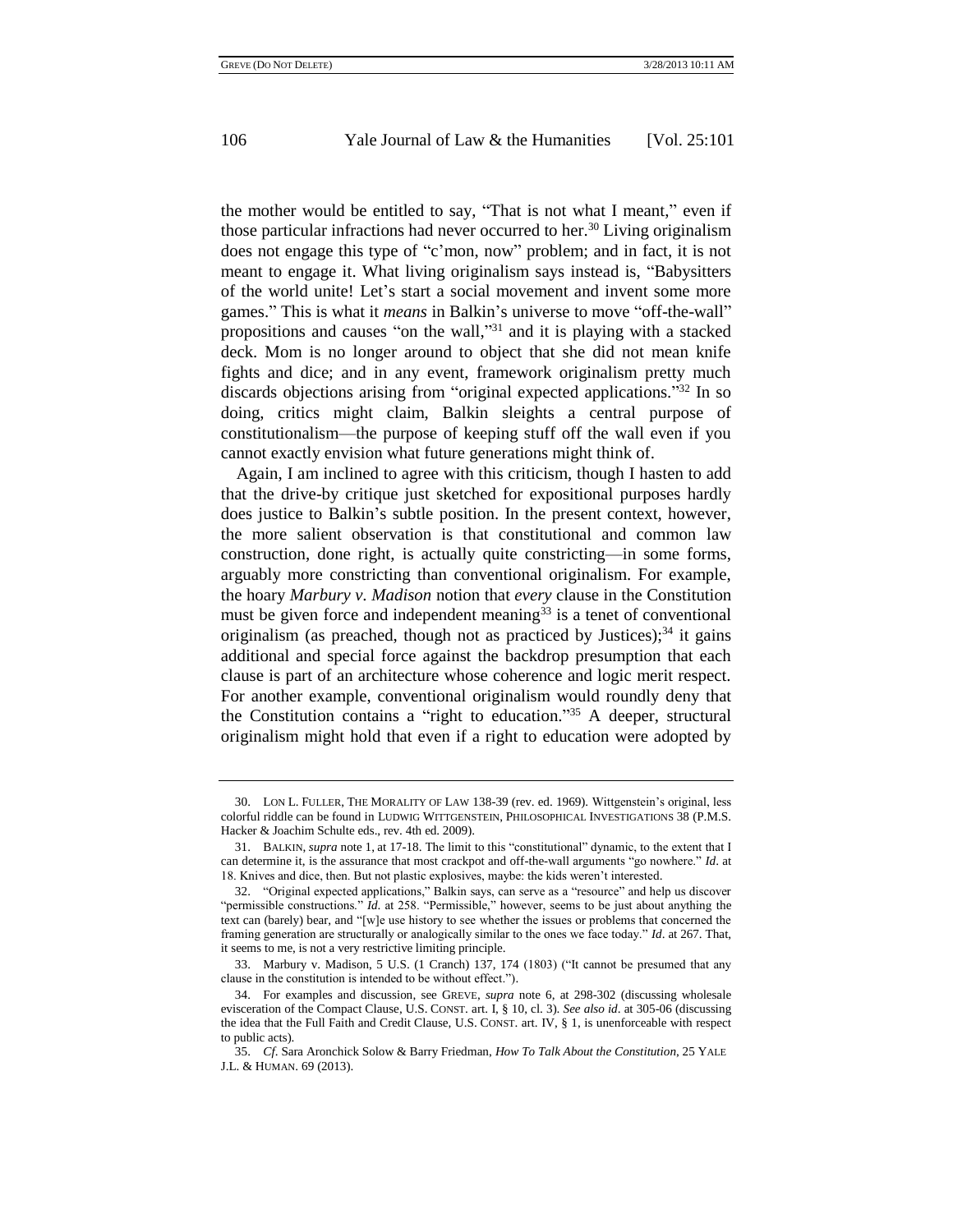the mother would be entitled to say, "That is not what I meant," even if those particular infractions had never occurred to her.[30] Living originalism does not engage this type of "c'mon, now" problem; and in fact, it is not meant to engage it. What living originalism says instead is, "Babysitters of the world unite! Let's start a social movement and invent some more games." This is what it *means* in Balkin's universe to move "off-the-wall" propositions and causes "on the wall,"[31] and it is playing with a stacked deck. Mom is no longer around to object that she did not mean knife fights and dice; and in any event, framework originalism pretty much discards objections arising from "original expected applications."[32] In so doing, critics might claim, Balkin sleights a central purpose of constitutionalism—the purpose of keeping stuff off the wall even if you cannot exactly envision what future generations might think of.

Again, I am inclined to agree with this criticism, though I hasten to add that the drive-by critique just sketched for expositional purposes hardly does justice to Balkin's subtle position. In the present context, however, the more salient observation is that constitutional and common law construction, done right, is actually quite constricting—in some forms, arguably more constricting than conventional originalism. For example, the hoary *Marbury v. Madison* notion that *every* clause in the Constitution must be given force and independent meaning[33] is a tenet of conventional originalism (as preached, though not as practiced by Justices);[34] it gains additional and special force against the backdrop presumption that each clause is part of an architecture whose coherence and logic merit respect. For another example, conventional originalism would roundly deny that the Constitution contains a "right to education."[35] A deeper, structural originalism might hold that even if a right to education were adopted by

---

30. LON L. FULLER, THE MORALITY OF LAW 138-39 (rev. ed. 1969). Wittgenstein's original, less colorful riddle can be found in LUDWIG WITTGENSTEIN, PHILOSOPHICAL INVESTIGATIONS 38 (P.M.S. Hacker & Joachim Schulte eds., rev. 4th ed. 2009).

31. BALKIN, *supra* note 1, at 17-18. The limit to this "constitutional" dynamic, to the extent that I can determine it, is the assurance that most crackpot and off-the-wall arguments "go nowhere." *Id*. at 18. Knives and dice, then. But not plastic explosives, maybe: the kids weren't interested.

32. "Original expected applications," Balkin says, can serve as a "resource" and help us discover "permissible constructions." *Id.* at 258. "Permissible," however, seems to be just about anything the text can (barely) bear, and "[w]e use history to see whether the issues or problems that concerned the framing generation are structurally or analogically similar to the ones we face today." *Id*. at 267. That, it seems to me, is not a very restrictive limiting principle.

33. Marbury v. Madison, 5 U.S. (1 Cranch) 137, 174 (1803) ("It cannot be presumed that any clause in the constitution is intended to be without effect.").

34. For examples and discussion, see GREVE, *supra* note 6, at 298-302 (discussing wholesale evisceration of the Compact Clause, U.S. CONST. art. I, § 10, cl. 3). *See also id*. at 305-06 (discussing the idea that the Full Faith and Credit Clause, U.S. CONST. art. IV, § 1, is unenforceable with respect to public acts).

35. *Cf*. Sara Aronchick Solow & Barry Friedman, *How To Talk About the Constitution*, 25 YALE J.L. & HUMAN. 69 (2013).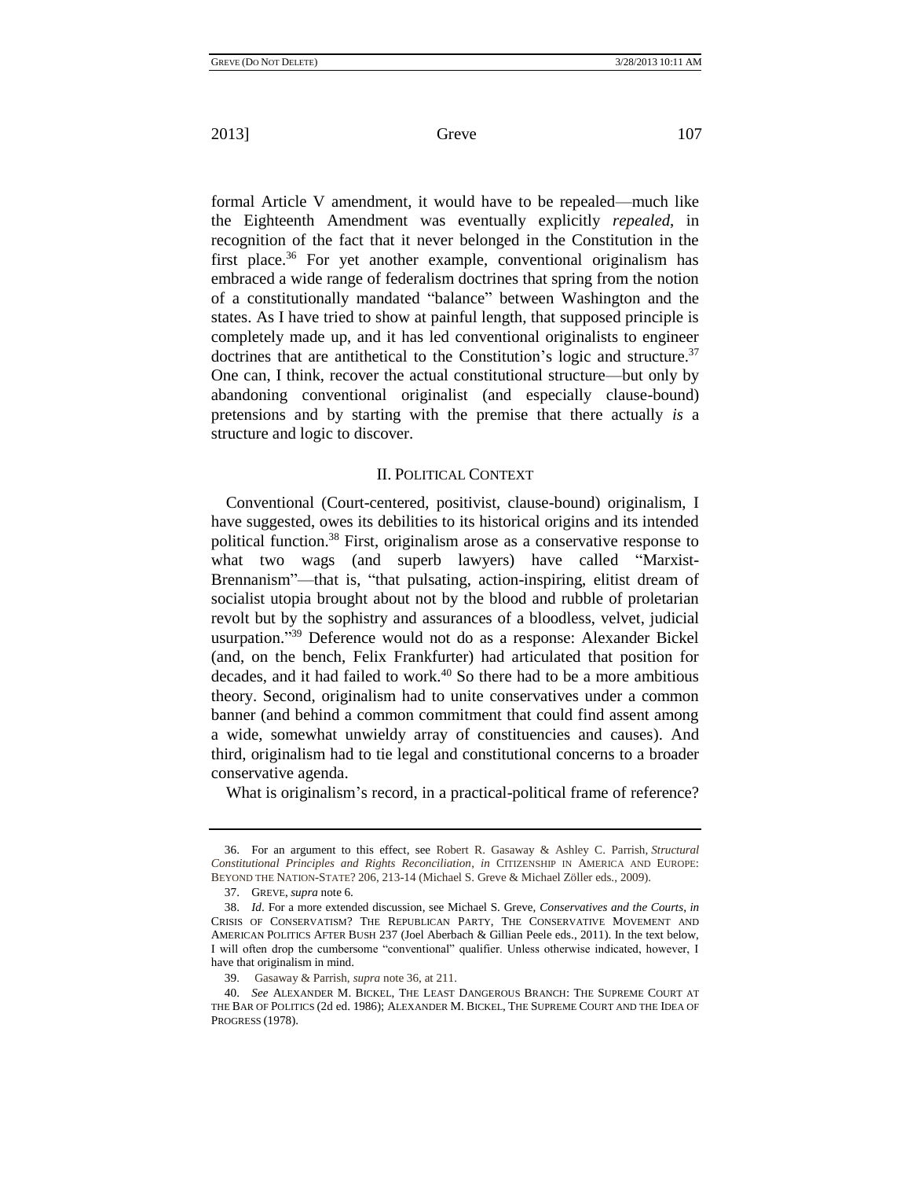formal Article V amendment, it would have to be repealed—much like the Eighteenth Amendment was eventually explicitly *repealed*, in recognition of the fact that it never belonged in the Constitution in the first place.[36] For yet another example, conventional originalism has embraced a wide range of federalism doctrines that spring from the notion of a constitutionally mandated "balance" between Washington and the states. As I have tried to show at painful length, that supposed principle is completely made up, and it has led conventional originalists to engineer doctrines that are antithetical to the Constitution's logic and structure.[37] One can, I think, recover the actual constitutional structure—but only by abandoning conventional originalist (and especially clause-bound) pretensions and by starting with the premise that there actually *is* a structure and logic to discover.

## II. POLITICAL CONTEXT

Conventional (Court-centered, positivist, clause-bound) originalism, I have suggested, owes its debilities to its historical origins and its intended political function.[38] First, originalism arose as a conservative response to what two wags (and superb lawyers) have called "Marxist-Brennanism"—that is, "that pulsating, action-inspiring, elitist dream of socialist utopia brought about not by the blood and rubble of proletarian revolt but by the sophistry and assurances of a bloodless, velvet, judicial usurpation."[39] Deference would not do as a response: Alexander Bickel (and, on the bench, Felix Frankfurter) had articulated that position for decades, and it had failed to work.[40] So there had to be a more ambitious theory. Second, originalism had to unite conservatives under a common banner (and behind a common commitment that could find assent among a wide, somewhat unwieldy array of constituencies and causes). And third, originalism had to tie legal and constitutional concerns to a broader conservative agenda.

What is originalism's record, in a practical-political frame of reference?

---

36. For an argument to this effect, see Robert R. Gasaway & Ashley C. Parrish, *Structural Constitutional Principles and Rights Reconciliation*, *in* CITIZENSHIP IN AMERICA AND EUROPE: BEYOND THE NATION-STATE? 206, 213-14 (Michael S. Greve & Michael Zöller eds., 2009).

37. GREVE, *supra* note 6.

38. *Id*. For a more extended discussion, see Michael S. Greve, *Conservatives and the Courts*, *in* CRISIS OF CONSERVATISM? THE REPUBLICAN PARTY, THE CONSERVATIVE MOVEMENT AND AMERICAN POLITICS AFTER BUSH 237 (Joel Aberbach & Gillian Peele eds., 2011). In the text below, I will often drop the cumbersome "conventional" qualifier. Unless otherwise indicated, however, I have that originalism in mind.

39. Gasaway & Parrish, *supra* note 36, at 211.

40. *See* ALEXANDER M. BICKEL, THE LEAST DANGEROUS BRANCH: THE SUPREME COURT AT THE BAR OF POLITICS (2d ed. 1986); ALEXANDER M. BICKEL, THE SUPREME COURT AND THE IDEA OF PROGRESS (1978).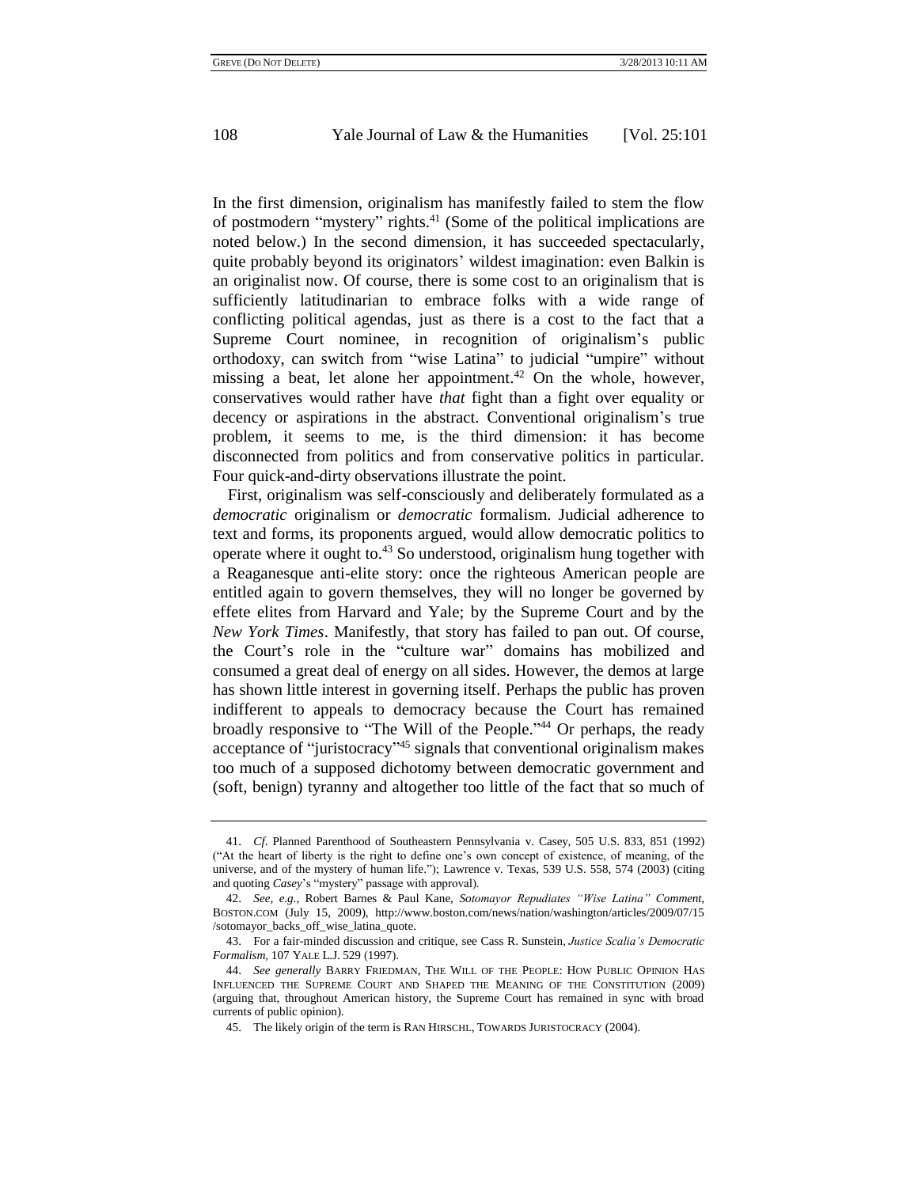In the first dimension, originalism has manifestly failed to stem the flow of postmodern "mystery" rights.[41] (Some of the political implications are noted below.) In the second dimension, it has succeeded spectacularly, quite probably beyond its originators' wildest imagination: even Balkin is an originalist now. Of course, there is some cost to an originalism that is sufficiently latitudinarian to embrace folks with a wide range of conflicting political agendas, just as there is a cost to the fact that a Supreme Court nominee, in recognition of originalism's public orthodoxy, can switch from "wise Latina" to judicial "umpire" without missing a beat, let alone her appointment.[42] On the whole, however, conservatives would rather have *that* fight than a fight over equality or decency or aspirations in the abstract. Conventional originalism's true problem, it seems to me, is the third dimension: it has become disconnected from politics and from conservative politics in particular. Four quick-and-dirty observations illustrate the point.

First, originalism was self-consciously and deliberately formulated as a *democratic* originalism or *democratic* formalism. Judicial adherence to text and forms, its proponents argued, would allow democratic politics to operate where it ought to.[43] So understood, originalism hung together with a Reaganesque anti-elite story: once the righteous American people are entitled again to govern themselves, they will no longer be governed by effete elites from Harvard and Yale; by the Supreme Court and by the *New York Times*. Manifestly, that story has failed to pan out. Of course, the Court's role in the "culture war" domains has mobilized and consumed a great deal of energy on all sides. However, the demos at large has shown little interest in governing itself. Perhaps the public has proven indifferent to appeals to democracy because the Court has remained broadly responsive to "The Will of the People."[44] Or perhaps, the ready acceptance of "juristocracy"[45] signals that conventional originalism makes too much of a supposed dichotomy between democratic government and (soft, benign) tyranny and altogether too little of the fact that so much of

---

41. *Cf.* Planned Parenthood of Southeastern Pennsylvania v. Casey, 505 U.S. 833, 851 (1992) ("At the heart of liberty is the right to define one's own concept of existence, of meaning, of the universe, and of the mystery of human life."); Lawrence v. Texas, 539 U.S. 558, 574 (2003) (citing and quoting *Casey*'s "mystery" passage with approval).

42. *See, e.g.*, Robert Barnes & Paul Kane, *Sotomayor Repudiates "Wise Latina" Comment*, BOSTON.COM (July 15, 2009), http://www.boston.com/news/nation/washington/articles/2009/07/15/sotomayor_backs_off_wise_latina_quote.

43. For a fair-minded discussion and critique, see Cass R. Sunstein, *Justice Scalia's Democratic Formalism*, 107 YALE L.J. 529 (1997).

44. *See generally* BARRY FRIEDMAN, THE WILL OF THE PEOPLE: HOW PUBLIC OPINION HAS INFLUENCED THE SUPREME COURT AND SHAPED THE MEANING OF THE CONSTITUTION (2009) (arguing that, throughout American history, the Supreme Court has remained in sync with broad currents of public opinion).

45. The likely origin of the term is RAN HIRSCHL, TOWARDS JURISTOCRACY (2004).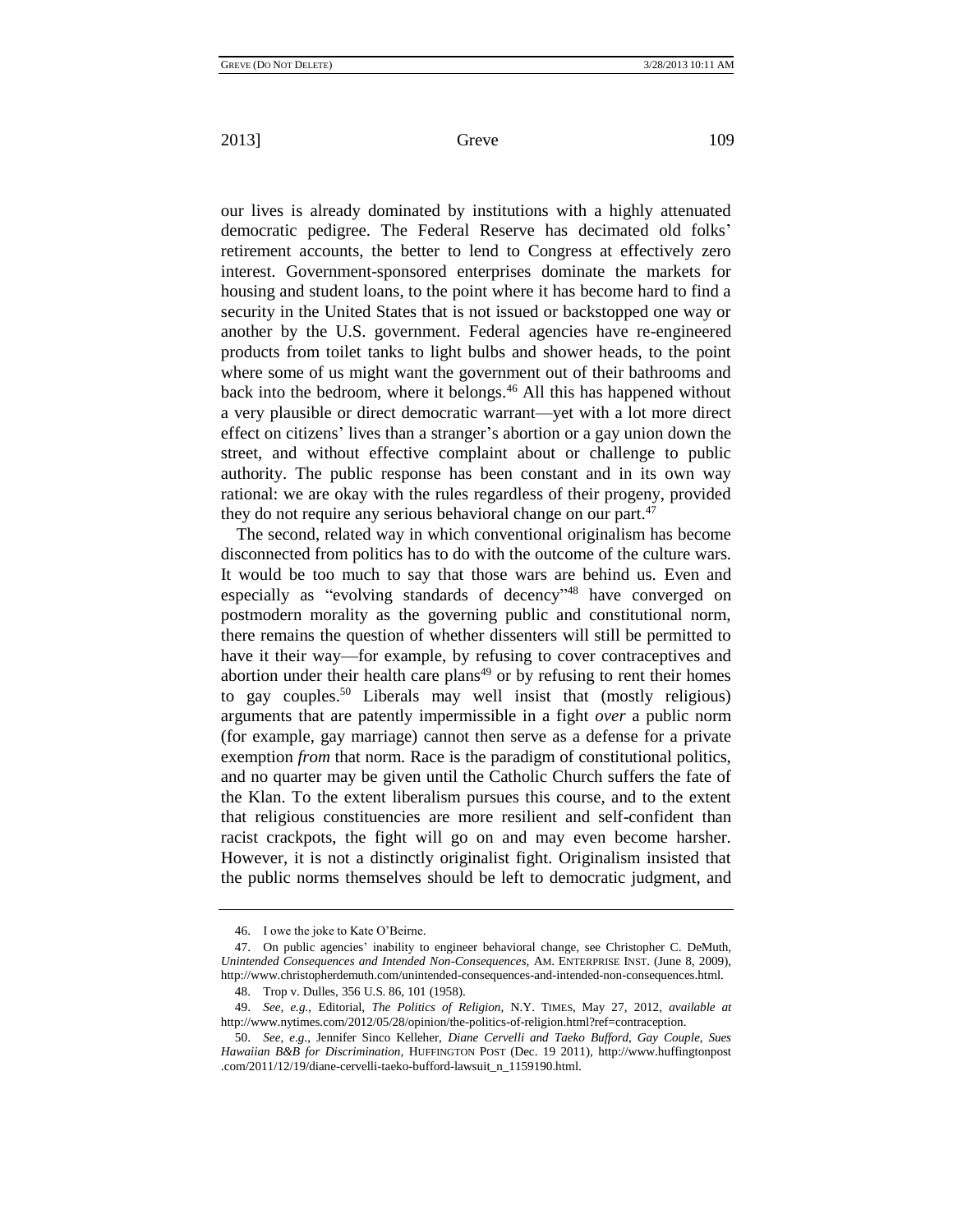our lives is already dominated by institutions with a highly attenuated democratic pedigree. The Federal Reserve has decimated old folks' retirement accounts, the better to lend to Congress at effectively zero interest. Government-sponsored enterprises dominate the markets for housing and student loans, to the point where it has become hard to find a security in the United States that is not issued or backstopped one way or another by the U.S. government. Federal agencies have re-engineered products from toilet tanks to light bulbs and shower heads, to the point where some of us might want the government out of their bathrooms and back into the bedroom, where it belongs.[46] All this has happened without a very plausible or direct democratic warrant—yet with a lot more direct effect on citizens' lives than a stranger's abortion or a gay union down the street, and without effective complaint about or challenge to public authority. The public response has been constant and in its own way rational: we are okay with the rules regardless of their progeny, provided they do not require any serious behavioral change on our part.[47]

The second, related way in which conventional originalism has become disconnected from politics has to do with the outcome of the culture wars. It would be too much to say that those wars are behind us. Even and especially as "evolving standards of decency"[48] have converged on postmodern morality as the governing public and constitutional norm, there remains the question of whether dissenters will still be permitted to have it their way—for example, by refusing to cover contraceptives and abortion under their health care plans[49] or by refusing to rent their homes to gay couples.[50] Liberals may well insist that (mostly religious) arguments that are patently impermissible in a fight *over* a public norm (for example, gay marriage) cannot then serve as a defense for a private exemption *from* that norm. Race is the paradigm of constitutional politics, and no quarter may be given until the Catholic Church suffers the fate of the Klan. To the extent liberalism pursues this course, and to the extent that religious constituencies are more resilient and self-confident than racist crackpots, the fight will go on and may even become harsher. However, it is not a distinctly originalist fight. Originalism insisted that the public norms themselves should be left to democratic judgment, and

---

46. I owe the joke to Kate O'Beirne.

47. On public agencies' inability to engineer behavioral change, see Christopher C. DeMuth, *Unintended Consequences and Intended Non-Consequences*, AM. ENTERPRISE INST. (June 8, 2009), http://www.christopherdemuth.com/unintended-consequences-and-intended-non-consequences.html.

48. Trop v. Dulles, 356 U.S. 86, 101 (1958).

49. *See, e.g.*, Editorial, *The Politics of Religion*, N.Y. TIMES, May 27, 2012, *available at* http://www.nytimes.com/2012/05/28/opinion/the-politics-of-religion.html?ref=contraception.

50. *See, e.g.*, Jennifer Sinco Kelleher, *Diane Cervelli and Taeko Bufford, Gay Couple, Sues Hawaiian B&B for Discrimination*, HUFFINGTON POST (Dec. 19 2011), http://www.huffingtonpost.com/2011/12/19/diane-cervelli-taeko-bufford-lawsuit_n_1159190.html.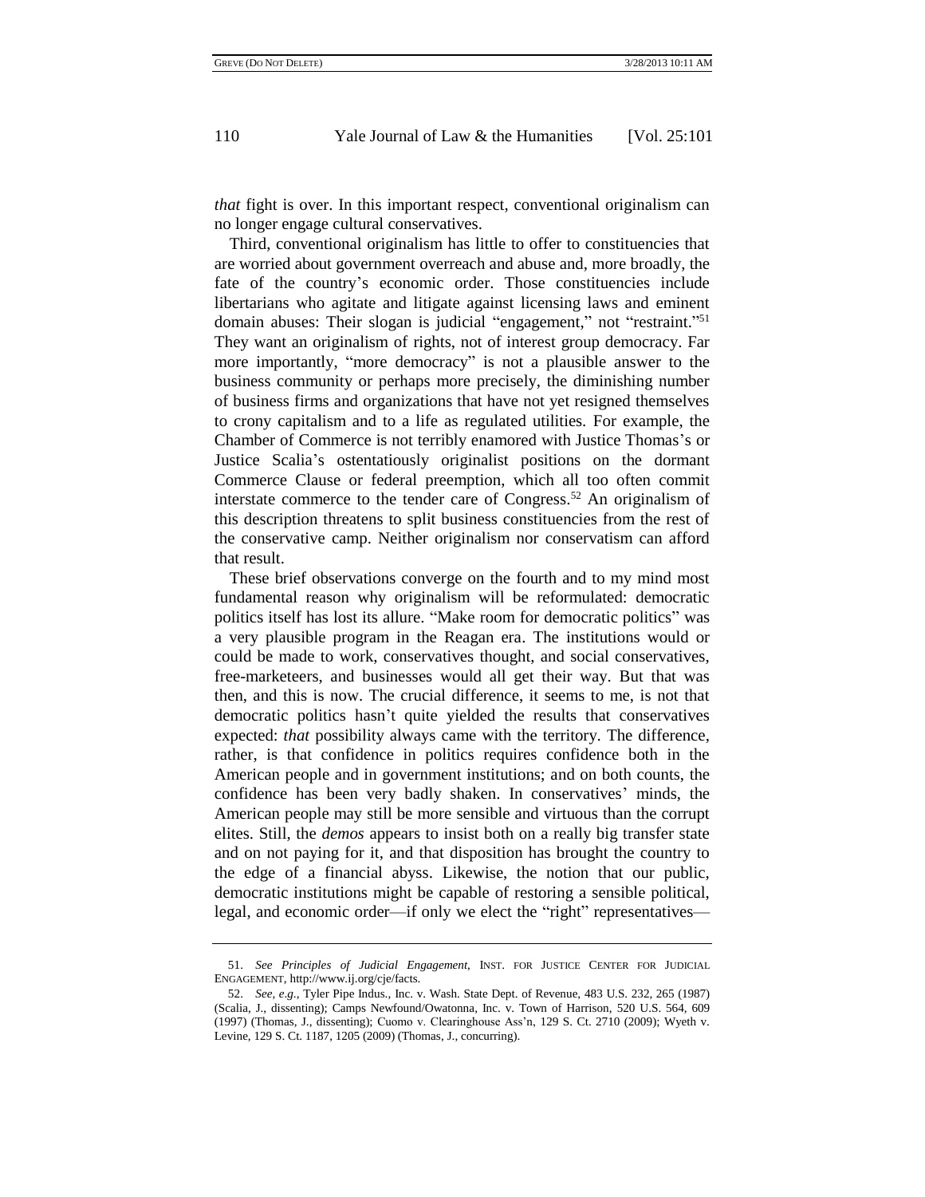*that* fight is over. In this important respect, conventional originalism can no longer engage cultural conservatives.

Third, conventional originalism has little to offer to constituencies that are worried about government overreach and abuse and, more broadly, the fate of the country's economic order. Those constituencies include libertarians who agitate and litigate against licensing laws and eminent domain abuses: Their slogan is judicial "engagement," not "restraint."[51] They want an originalism of rights, not of interest group democracy. Far more importantly, "more democracy" is not a plausible answer to the business community or perhaps more precisely, the diminishing number of business firms and organizations that have not yet resigned themselves to crony capitalism and to a life as regulated utilities. For example, the Chamber of Commerce is not terribly enamored with Justice Thomas's or Justice Scalia's ostentatiously originalist positions on the dormant Commerce Clause or federal preemption, which all too often commit interstate commerce to the tender care of Congress.[52] An originalism of this description threatens to split business constituencies from the rest of the conservative camp. Neither originalism nor conservatism can afford that result.

These brief observations converge on the fourth and to my mind most fundamental reason why originalism will be reformulated: democratic politics itself has lost its allure. "Make room for democratic politics" was a very plausible program in the Reagan era. The institutions would or could be made to work, conservatives thought, and social conservatives, free-marketeers, and businesses would all get their way. But that was then, and this is now. The crucial difference, it seems to me, is not that democratic politics hasn't quite yielded the results that conservatives expected: *that* possibility always came with the territory. The difference, rather, is that confidence in politics requires confidence both in the American people and in government institutions; and on both counts, the confidence has been very badly shaken. In conservatives' minds, the American people may still be more sensible and virtuous than the corrupt elites. Still, the *demos* appears to insist both on a really big transfer state and on not paying for it, and that disposition has brought the country to the edge of a financial abyss. Likewise, the notion that our public, democratic institutions might be capable of restoring a sensible political, legal, and economic order—if only we elect the "right" representatives—

---

51. *See Principles of Judicial Engagement*, INST. FOR JUSTICE CENTER FOR JUDICIAL ENGAGEMENT, http://www.ij.org/cje/facts.

52. *See, e.g.*, Tyler Pipe Indus., Inc. v. Wash. State Dept. of Revenue, 483 U.S. 232, 265 (1987) (Scalia, J., dissenting); Camps Newfound/Owatonna, Inc. v. Town of Harrison, 520 U.S. 564, 609 (1997) (Thomas, J., dissenting); Cuomo v. Clearinghouse Ass'n, 129 S. Ct. 2710 (2009); Wyeth v. Levine, 129 S. Ct. 1187, 1205 (2009) (Thomas, J., concurring).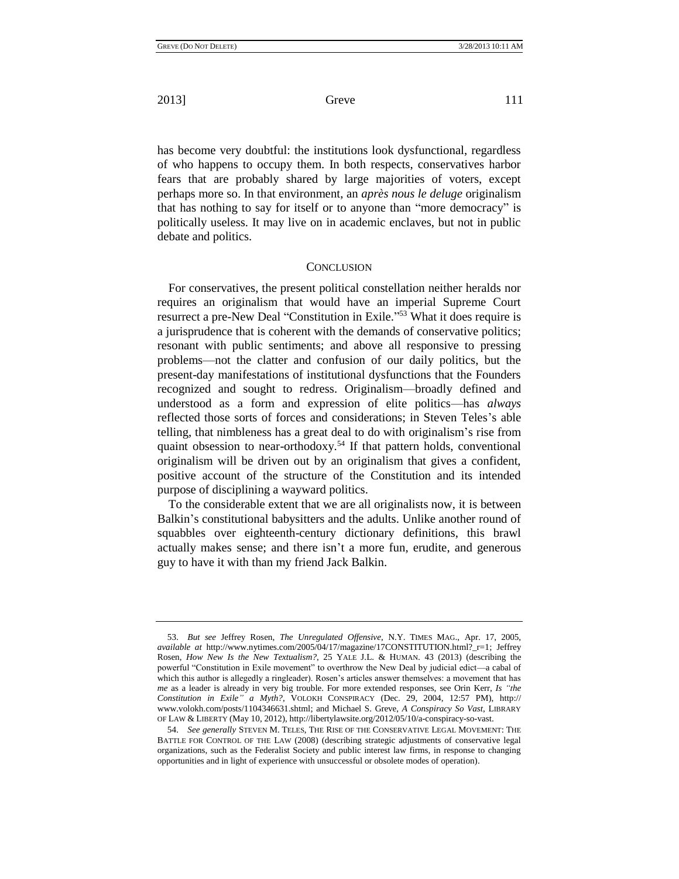has become very doubtful: the institutions look dysfunctional, regardless of who happens to occupy them. In both respects, conservatives harbor fears that are probably shared by large majorities of voters, except perhaps more so. In that environment, an *après nous le deluge* originalism that has nothing to say for itself or to anyone than "more democracy" is politically useless. It may live on in academic enclaves, but not in public debate and politics.

## CONCLUSION

For conservatives, the present political constellation neither heralds nor requires an originalism that would have an imperial Supreme Court resurrect a pre-New Deal "Constitution in Exile."[53] What it does require is a jurisprudence that is coherent with the demands of conservative politics; resonant with public sentiments; and above all responsive to pressing problems—not the clatter and confusion of our daily politics, but the present-day manifestations of institutional dysfunctions that the Founders recognized and sought to redress. Originalism—broadly defined and understood as a form and expression of elite politics—has *always* reflected those sorts of forces and considerations; in Steven Teles's able telling, that nimbleness has a great deal to do with originalism's rise from quaint obsession to near-orthodoxy.[54] If that pattern holds, conventional originalism will be driven out by an originalism that gives a confident, positive account of the structure of the Constitution and its intended purpose of disciplining a wayward politics.

To the considerable extent that we are all originalists now, it is between Balkin's constitutional babysitters and the adults. Unlike another round of squabbles over eighteenth-century dictionary definitions, this brawl actually makes sense; and there isn't a more fun, erudite, and generous guy to have it with than my friend Jack Balkin.

---

53. *But see* Jeffrey Rosen, *The Unregulated Offensive*, N.Y. TIMES MAG., Apr. 17, 2005, *available at* http://www.nytimes.com/2005/04/17/magazine/17CONSTITUTION.html?_r=1; Jeffrey Rosen, *How New Is the New Textualism?*, 25 YALE J.L. & HUMAN. 43 (2013) (describing the powerful "Constitution in Exile movement" to overthrow the New Deal by judicial edict—a cabal of which this author is allegedly a ringleader). Rosen's articles answer themselves: a movement that has *me* as a leader is already in very big trouble. For more extended responses, see Orin Kerr, *Is "the Constitution in Exile" a Myth?*, VOLOKH CONSPIRACY (Dec. 29, 2004, 12:57 PM), http://www.volokh.com/posts/1104346631.shtml; and Michael S. Greve, *A Conspiracy So Vast*, LIBRARY OF LAW & LIBERTY (May 10, 2012), http://libertylawsite.org/2012/05/10/a-conspiracy-so-vast.

54. *See generally* STEVEN M. TELES, THE RISE OF THE CONSERVATIVE LEGAL MOVEMENT: THE BATTLE FOR CONTROL OF THE LAW (2008) (describing strategic adjustments of conservative legal organizations, such as the Federalist Society and public interest law firms, in response to changing opportunities and in light of experience with unsuccessful or obsolete modes of operation).